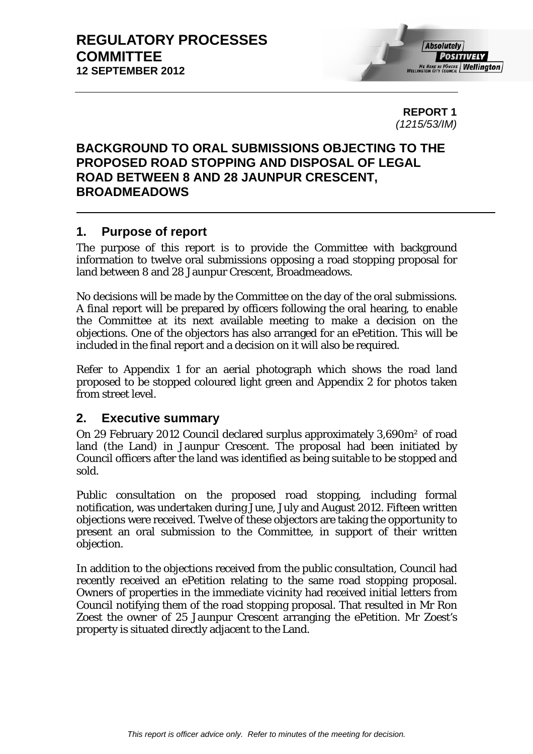# REGULATORY PROCESSES COMMITTEE
**12 SEPTEMBER 2012**

**REPORT 1**
*(1215/53/IM)*

## BACKGROUND TO ORAL SUBMISSIONS OBJECTING TO THE PROPOSED ROAD STOPPING AND DISPOSAL OF LEGAL ROAD BETWEEN 8 AND 28 JAUNPUR CRESCENT, BROADMEADOWS

## 1. Purpose of report

The purpose of this report is to provide the Committee with background information to twelve oral submissions opposing a road stopping proposal for land between 8 and 28 Jaunpur Crescent, Broadmeadows.

No decisions will be made by the Committee on the day of the oral submissions. A final report will be prepared by officers following the oral hearing, to enable the Committee at its next available meeting to make a decision on the objections. One of the objectors has also arranged for an ePetition. This will be included in the final report and a decision on it will also be required.

Refer to Appendix 1 for an aerial photograph which shows the road land proposed to be stopped coloured light green and Appendix 2 for photos taken from street level.

## 2. Executive summary

On 29 February 2012 Council declared surplus approximately 3,690m$^2$ of road land (the Land) in Jaunpur Crescent. The proposal had been initiated by Council officers after the land was identified as being suitable to be stopped and sold.

Public consultation on the proposed road stopping, including formal notification, was undertaken during June, July and August 2012. Fifteen written objections were received. Twelve of these objectors are taking the opportunity to present an oral submission to the Committee, in support of their written objection.

In addition to the objections received from the public consultation, Council had recently received an ePetition relating to the same road stopping proposal. Owners of properties in the immediate vicinity had received initial letters from Council notifying them of the road stopping proposal. That resulted in Mr Ron Zoest the owner of 25 Jaunpur Crescent arranging the ePetition. Mr Zoest's property is situated directly adjacent to the Land.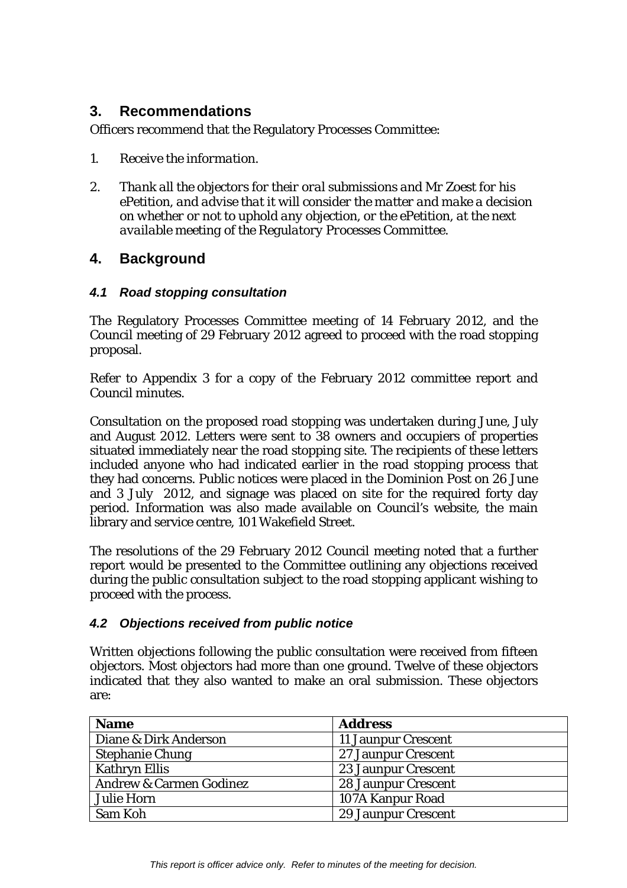## 3. Recommendations

Officers recommend that the Regulatory Processes Committee:

1. *Receive the information.*

2. *Thank all the objectors for their oral submissions and Mr Zoest for his ePetition, and advise that it will consider the matter and make a decision on whether or not to uphold any objection, or the ePetition, at the next available meeting of the Regulatory Processes Committee.*

## 4. Background

### *4.1 Road stopping consultation*

The Regulatory Processes Committee meeting of 14 February 2012, and the Council meeting of 29 February 2012 agreed to proceed with the road stopping proposal.

Refer to Appendix 3 for a copy of the February 2012 committee report and Council minutes.

Consultation on the proposed road stopping was undertaken during June, July and August 2012. Letters were sent to 38 owners and occupiers of properties situated immediately near the road stopping site. The recipients of these letters included anyone who had indicated earlier in the road stopping process that they had concerns. Public notices were placed in the Dominion Post on 26 June and 3 July 2012, and signage was placed on site for the required forty day period. Information was also made available on Council's website, the main library and service centre, 101 Wakefield Street.

The resolutions of the 29 February 2012 Council meeting noted that a further report would be presented to the Committee outlining any objections received during the public consultation subject to the road stopping applicant wishing to proceed with the process.

### *4.2 Objections received from public notice*

Written objections following the public consultation were received from fifteen objectors. Most objectors had more than one ground. Twelve of these objectors indicated that they also wanted to make an oral submission. These objectors are:

| Name | Address |
|---|---|
| Diane & Dirk Anderson | 11 Jaunpur Crescent |
| Stephanie Chung | 27 Jaunpur Crescent |
| Kathryn Ellis | 23 Jaunpur Crescent |
| Andrew & Carmen Godinez | 28 Jaunpur Crescent |
| Julie Horn | 107A Kanpur Road |
| Sam Koh | 29 Jaunpur Crescent |

*This report is officer advice only. Refer to minutes of the meeting for decision.*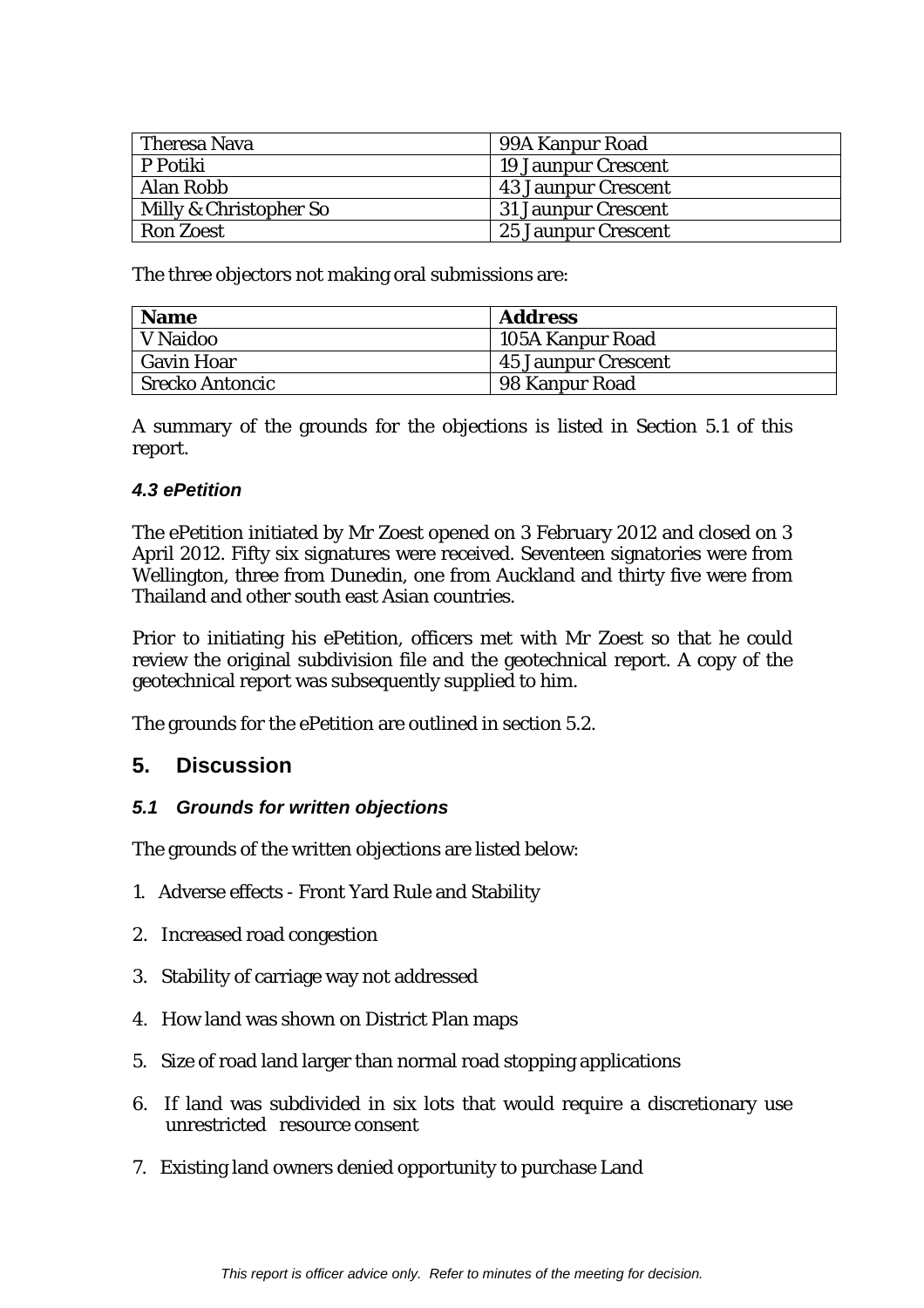| Theresa Nava | 99A Kanpur Road |
|---|---|
| P Potiki | 19 Jaunpur Crescent |
| Alan Robb | 43 Jaunpur Crescent |
| Milly & Christopher So | 31 Jaunpur Crescent |
| Ron Zoest | 25 Jaunpur Crescent |

The three objectors not making oral submissions are:

| **Name** | **Address** |
|---|---|
| V Naidoo | 105A Kanpur Road |
| Gavin Hoar | 45 Jaunpur Crescent |
| Srecko Antoncic | 98 Kanpur Road |

A summary of the grounds for the objections is listed in Section 5.1 of this report.

#### *4.3 ePetition*

The ePetition initiated by Mr Zoest opened on 3 February 2012 and closed on 3 April 2012. Fifty six signatures were received. Seventeen signatories were from Wellington, three from Dunedin, one from Auckland and thirty five were from Thailand and other south east Asian countries.

Prior to initiating his ePetition, officers met with Mr Zoest so that he could review the original subdivision file and the geotechnical report. A copy of the geotechnical report was subsequently supplied to him.

The grounds for the ePetition are outlined in section 5.2.

## 5. Discussion

#### *5.1 Grounds for written objections*

The grounds of the written objections are listed below:

1. Adverse effects - Front Yard Rule and Stability
2. Increased road congestion
3. Stability of carriage way not addressed
4. How land was shown on District Plan maps
5. Size of road land larger than normal road stopping applications
6. If land was subdivided in six lots that would require a discretionary use unrestricted resource consent
7. Existing land owners denied opportunity to purchase Land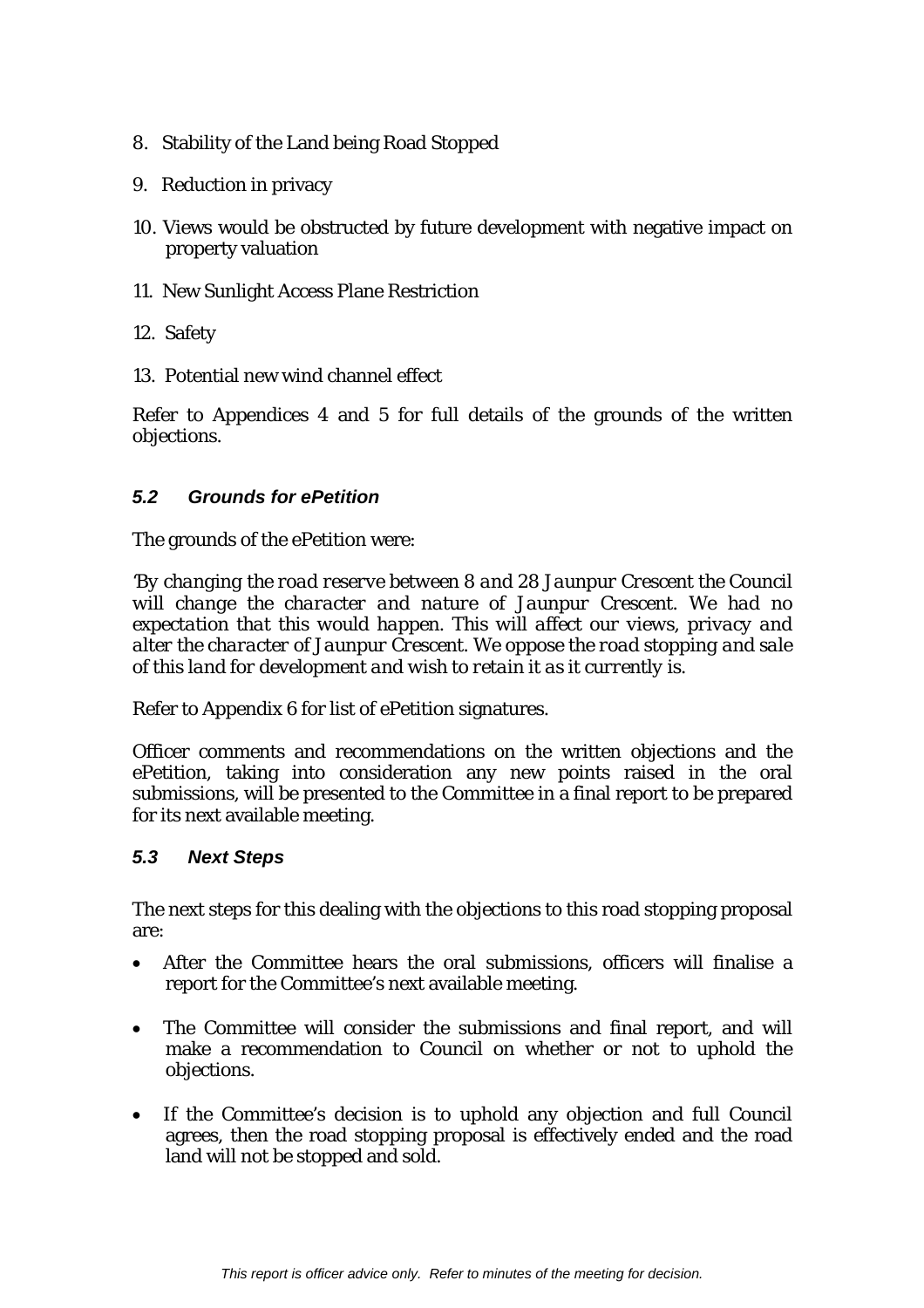8. Stability of the Land being Road Stopped

9. Reduction in privacy

10. Views would be obstructed by future development with negative impact on property valuation

11. New Sunlight Access Plane Restriction

12. Safety

13. Potential new wind channel effect

Refer to Appendices 4 and 5 for full details of the grounds of the written objections.

### *5.2 Grounds for ePetition*

The grounds of the ePetition were:

*'By changing the road reserve between 8 and 28 Jaunpur Crescent the Council will change the character and nature of Jaunpur Crescent. We had no expectation that this would happen. This will affect our views, privacy and alter the character of Jaunpur Crescent. We oppose the road stopping and sale of this land for development and wish to retain it as it currently is.*

Refer to Appendix 6 for list of ePetition signatures.

Officer comments and recommendations on the written objections and the ePetition, taking into consideration any new points raised in the oral submissions, will be presented to the Committee in a final report to be prepared for its next available meeting.

### *5.3 Next Steps*

The next steps for this dealing with the objections to this road stopping proposal are:

- After the Committee hears the oral submissions, officers will finalise a report for the Committee's next available meeting.

- The Committee will consider the submissions and final report, and will make a recommendation to Council on whether or not to uphold the objections.

- If the Committee's decision is to uphold any objection and full Council agrees, then the road stopping proposal is effectively ended and the road land will not be stopped and sold.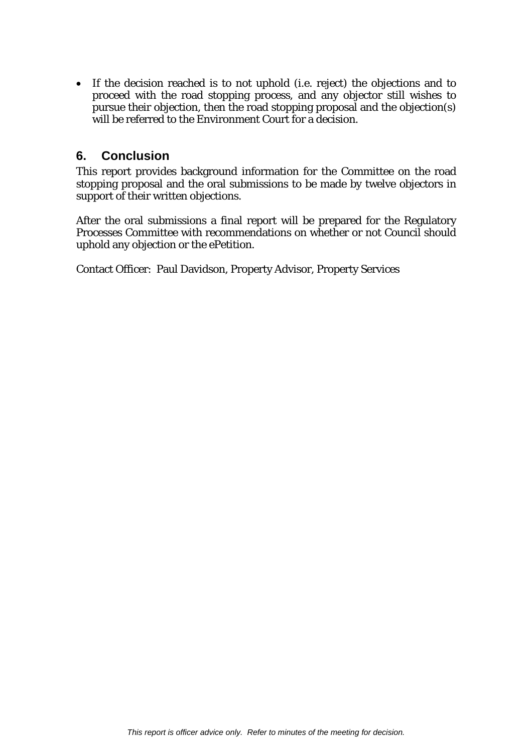- If the decision reached is to not uphold (i.e. reject) the objections and to proceed with the road stopping process, and any objector still wishes to pursue their objection, then the road stopping proposal and the objection(s) will be referred to the Environment Court for a decision.

## 6. Conclusion

This report provides background information for the Committee on the road stopping proposal and the oral submissions to be made by twelve objectors in support of their written objections.

After the oral submissions a final report will be prepared for the Regulatory Processes Committee with recommendations on whether or not Council should uphold any objection or the ePetition.

Contact Officer: Paul Davidson, Property Advisor, Property Services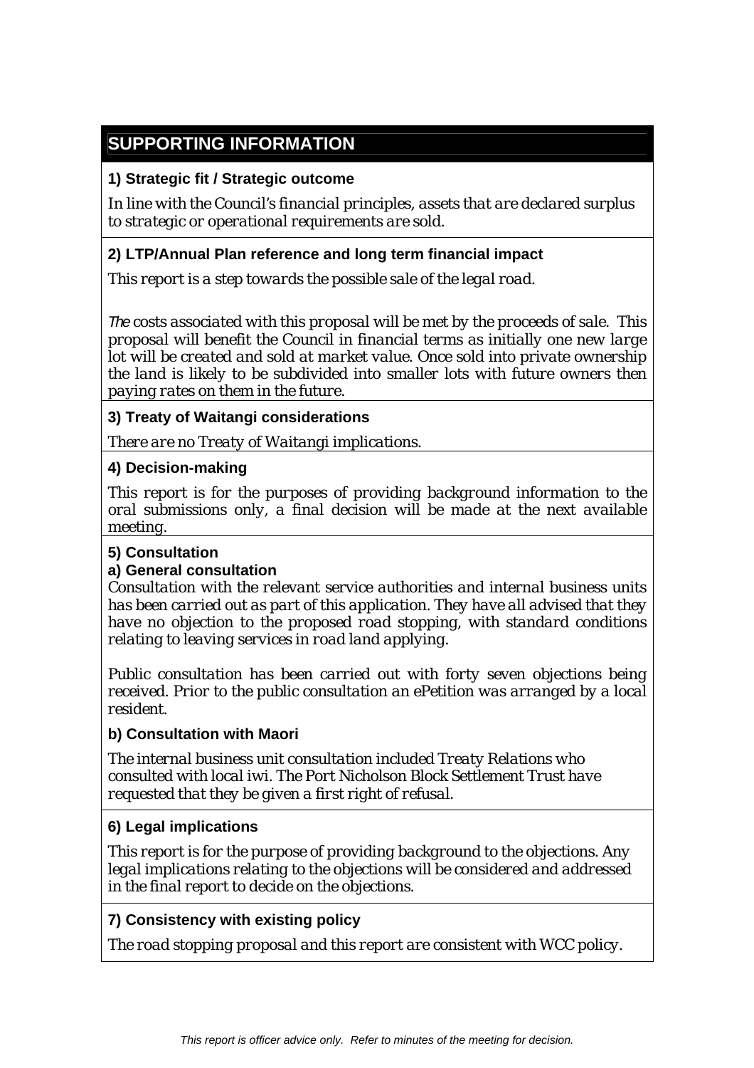## SUPPORTING INFORMATION

### 1) Strategic fit / Strategic outcome

*In line with the Council's financial principles, assets that are declared surplus to strategic or operational requirements are sold.*

### 2) LTP/Annual Plan reference and long term financial impact

*This report is a step towards the possible sale of the legal road.*

*The costs associated with this proposal will be met by the proceeds of sale. This proposal will benefit the Council in financial terms as initially one new large lot will be created and sold at market value. Once sold into private ownership the land is likely to be subdivided into smaller lots with future owners then paying rates on them in the future.*

### 3) Treaty of Waitangi considerations

*There are no Treaty of Waitangi implications.*

### 4) Decision-making

*This report is for the purposes of providing background information to the oral submissions only, a final decision will be made at the next available meeting.*

### 5) Consultation

#### a) General consultation

*Consultation with the relevant service authorities and internal business units has been carried out as part of this application. They have all advised that they have no objection to the proposed road stopping, with standard conditions relating to leaving services in road land applying.*

*Public consultation has been carried out with forty seven objections being received. Prior to the public consultation an ePetition was arranged by a local resident.*

#### b) Consultation with Maori

*The internal business unit consultation included Treaty Relations who consulted with local iwi. The Port Nicholson Block Settlement Trust have requested that they be given a first right of refusal.*

### 6) Legal implications

*This report is for the purpose of providing background to the objections. Any legal implications relating to the objections will be considered and addressed in the final report to decide on the objections.*

### 7) Consistency with existing policy

*The road stopping proposal and this report are consistent with WCC policy.*

*This report is officer advice only. Refer to minutes of the meeting for decision.*